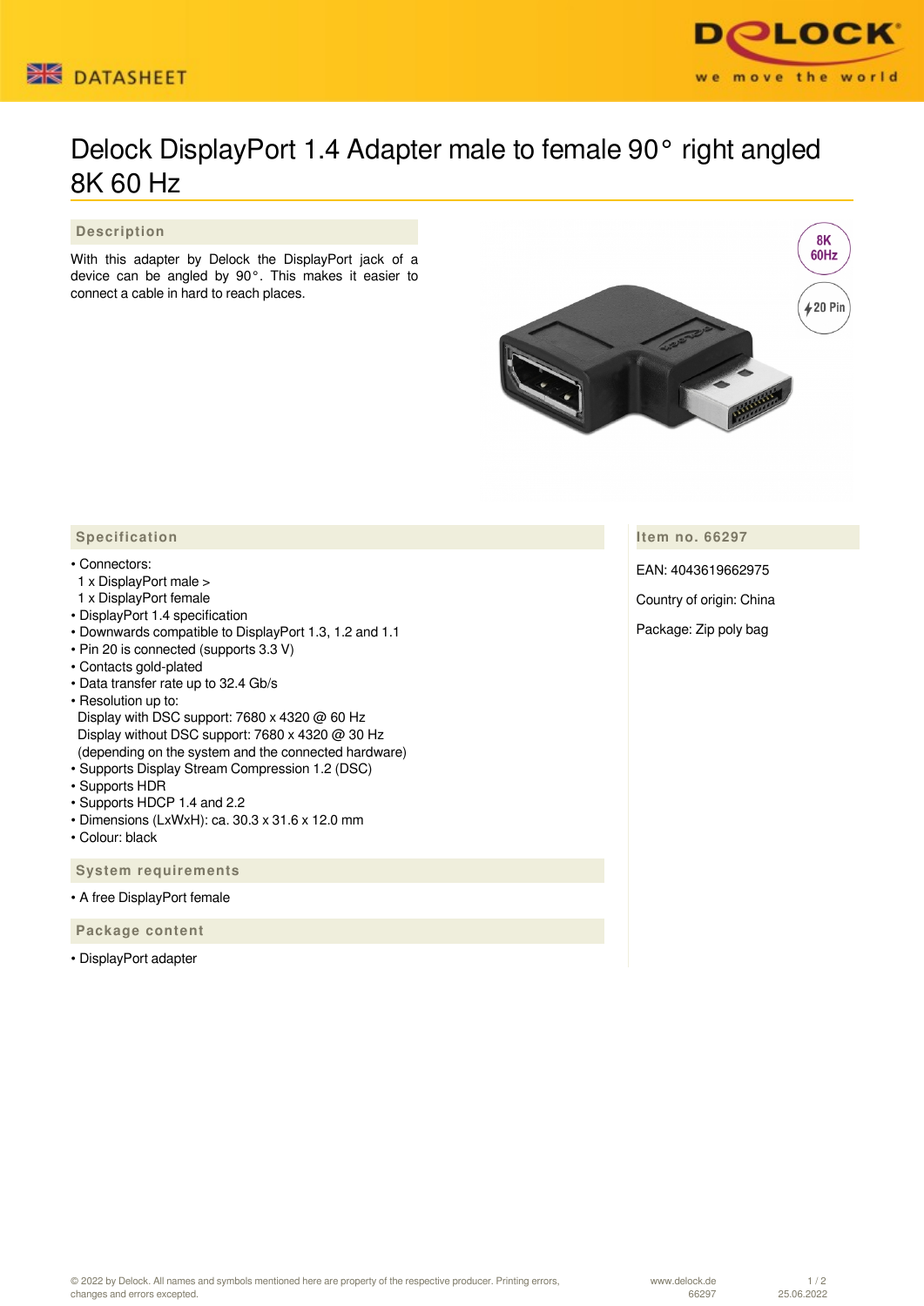# Delock DisplayPort 1.4 Adapter male to female 90° right angled 8K 60 Hz

## Description

With this adapter by Delock the DisplayPort jack of a device can be angled by 90°. This makes it easier to connect a cable in hard to reach places.

## Specification

- Connectors:
  1 x DisplayPort male >
  1 x DisplayPort female
- DisplayPort 1.4 specification
- Downwards compatible to DisplayPort 1.3, 1.2 and 1.1
- Pin 20 is connected (supports 3.3 V)
- Contacts gold-plated
- Data transfer rate up to 32.4 Gb/s
- Resolution up to:
  Display with DSC support: 7680 x 4320 @ 60 Hz
  Display without DSC support: 7680 x 4320 @ 30 Hz
  (depending on the system and the connected hardware)
- Supports Display Stream Compression 1.2 (DSC)
- Supports HDR
- Supports HDCP 1.4 and 2.2
- Dimensions (LxWxH): ca. 30.3 x 31.6 x 12.0 mm
- Colour: black

## System requirements

- A free DisplayPort female

## Package content

- DisplayPort adapter

## Item no. 66297

EAN: 4043619662975

Country of origin: China

Package: Zip poly bag

© 2022 by Delock. All names and symbols mentioned here are property of the respective producer. Printing errors, changes and errors excepted.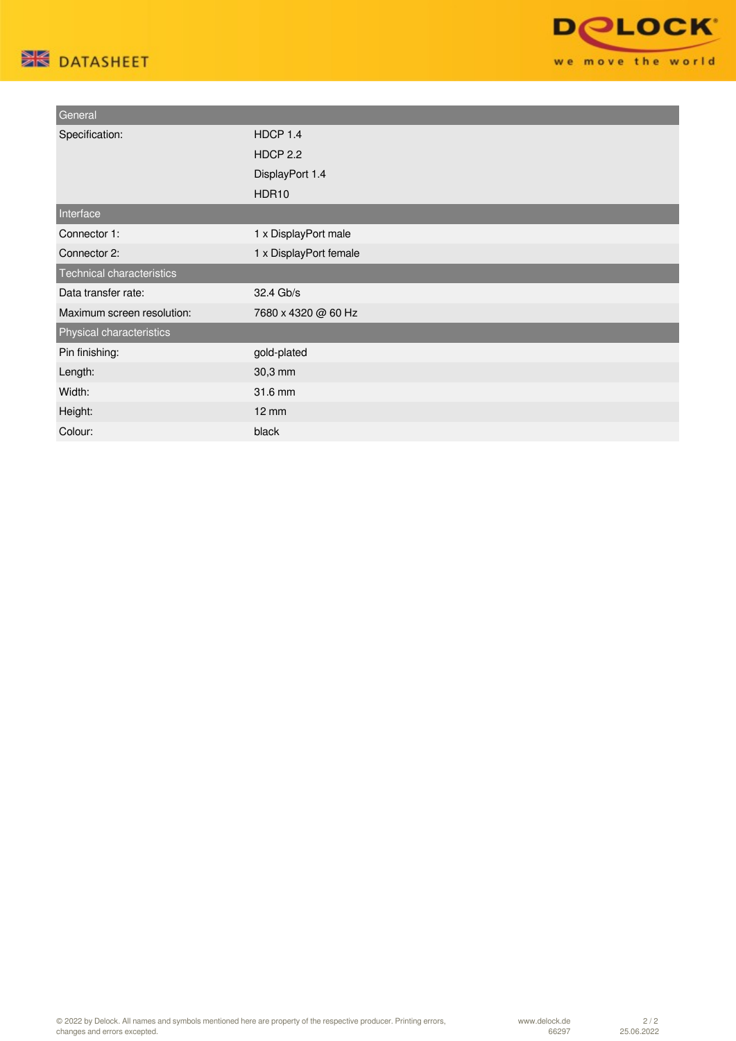| | |
|---|---|
| **General** | |
| Specification: | HDCP 1.4<br>HDCP 2.2<br>DisplayPort 1.4<br>HDR10 |
| **Interface** | |
| Connector 1: | 1 x DisplayPort male |
| Connector 2: | 1 x DisplayPort female |
| **Technical characteristics** | |
| Data transfer rate: | 32.4 Gb/s |
| Maximum screen resolution: | 7680 x 4320 @ 60 Hz |
| **Physical characteristics** | |
| Pin finishing: | gold-plated |
| Length: | 30,3 mm |
| Width: | 31.6 mm |
| Height: | 12 mm |
| Colour: | black |